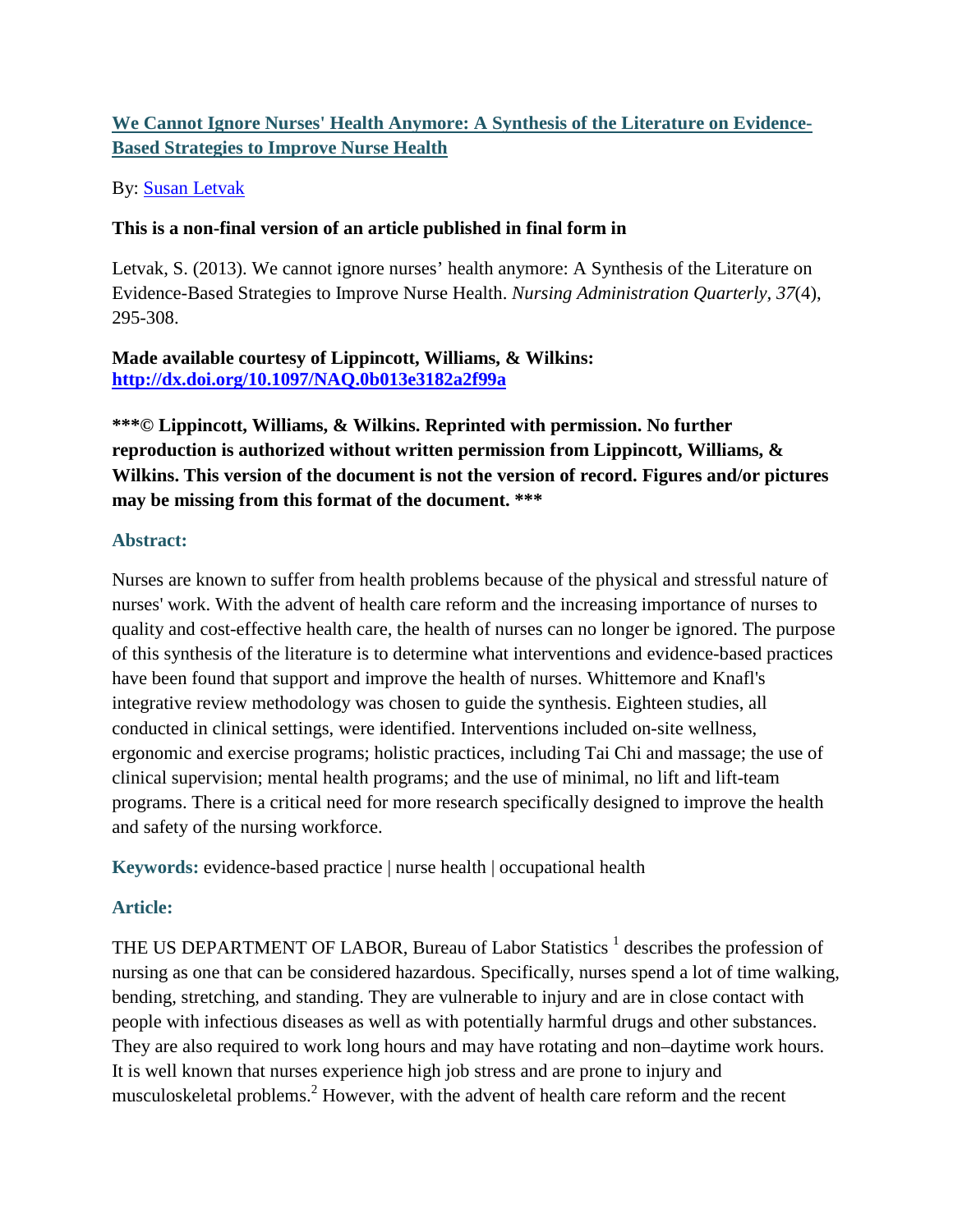# [We Cannot Ignore Nurses' Health Anymore: A Synthesis of the Literature on Evidence-Based Strategies to Improve Nurse Health](http://dx.doi.org/10.1097/NAQ.0b013e3182a2f99a)

By: Susan Letvak

**This is a non-final version of an article published in final form in**

Letvak, S. (2013). We cannot ignore nurses' health anymore: A Synthesis of the Literature on Evidence-Based Strategies to Improve Nurse Health. *Nursing Administration Quarterly*, *37*(4), 295-308.

**Made available courtesy of Lippincott, Williams, & Wilkins: [http://dx.doi.org/10.1097/NAQ.0b013e3182a2f99a](http://dx.doi.org/10.1097/NAQ.0b013e3182a2f99a)**

**\*\*\*© Lippincott, Williams, & Wilkins. Reprinted with permission. No further reproduction is authorized without written permission from Lippincott, Williams, & Wilkins. This version of the document is not the version of record. Figures and/or pictures may be missing from this format of the document. \*\*\***

## Abstract:

Nurses are known to suffer from health problems because of the physical and stressful nature of nurses' work. With the advent of health care reform and the increasing importance of nurses to quality and cost-effective health care, the health of nurses can no longer be ignored. The purpose of this synthesis of the literature is to determine what interventions and evidence-based practices have been found that support and improve the health of nurses. Whittemore and Knafl's integrative review methodology was chosen to guide the synthesis. Eighteen studies, all conducted in clinical settings, were identified. Interventions included on-site wellness, ergonomic and exercise programs; holistic practices, including Tai Chi and massage; the use of clinical supervision; mental health programs; and the use of minimal, no lift and lift-team programs. There is a critical need for more research specifically designed to improve the health and safety of the nursing workforce.

**Keywords:** evidence-based practice | nurse health | occupational health

## Article:

THE US DEPARTMENT OF LABOR, Bureau of Labor Statistics [1] describes the profession of nursing as one that can be considered hazardous. Specifically, nurses spend a lot of time walking, bending, stretching, and standing. They are vulnerable to injury and are in close contact with people with infectious diseases as well as with potentially harmful drugs and other substances. They are also required to work long hours and may have rotating and non–daytime work hours. It is well known that nurses experience high job stress and are prone to injury and musculoskeletal problems.[2] However, with the advent of health care reform and the recent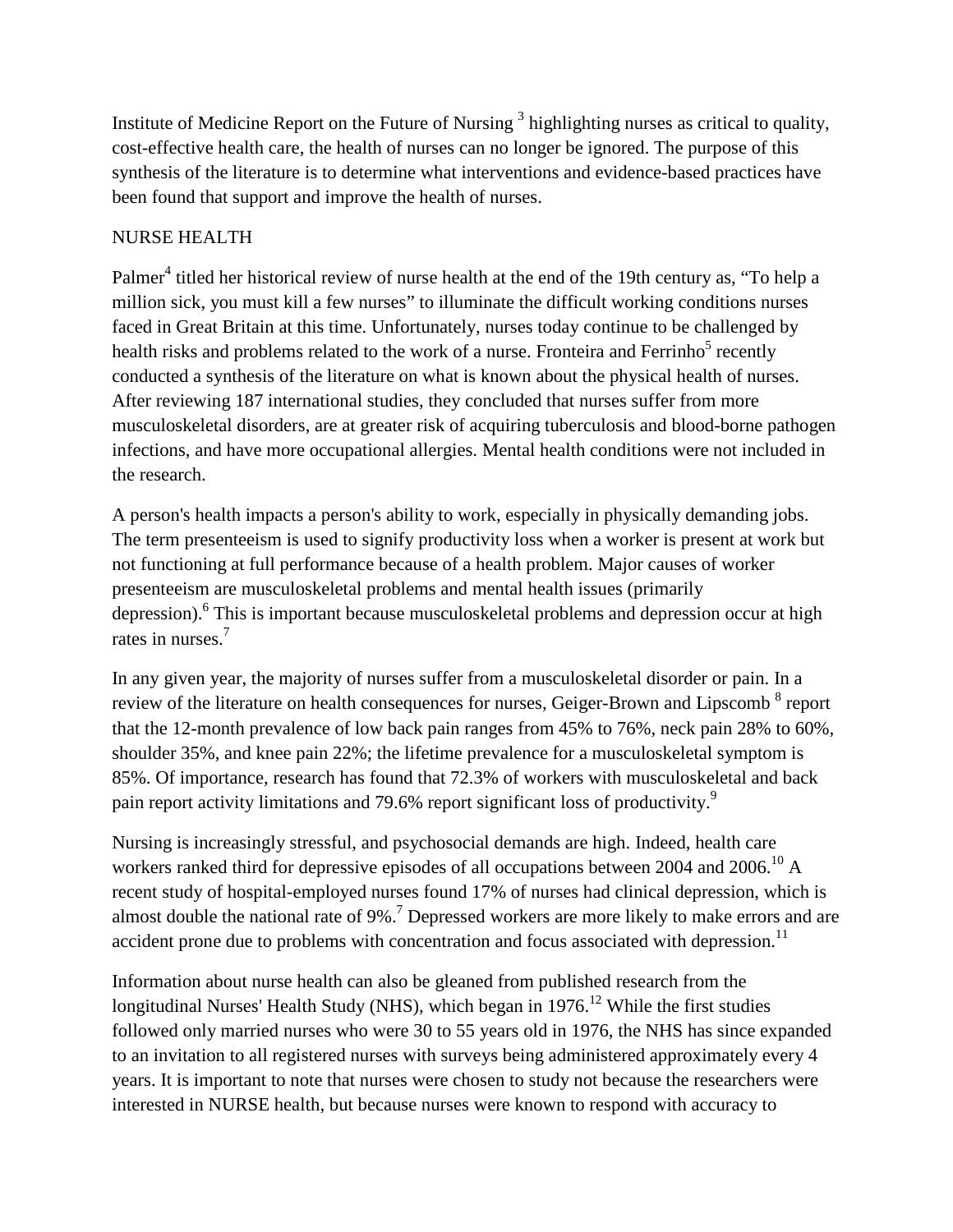Institute of Medicine Report on the Future of Nursing [3] highlighting nurses as critical to quality, cost-effective health care, the health of nurses can no longer be ignored. The purpose of this synthesis of the literature is to determine what interventions and evidence-based practices have been found that support and improve the health of nurses.

## NURSE HEALTH

Palmer[4] titled her historical review of nurse health at the end of the 19th century as, "To help a million sick, you must kill a few nurses" to illuminate the difficult working conditions nurses faced in Great Britain at this time. Unfortunately, nurses today continue to be challenged by health risks and problems related to the work of a nurse. Fronteira and Ferrinho[5] recently conducted a synthesis of the literature on what is known about the physical health of nurses. After reviewing 187 international studies, they concluded that nurses suffer from more musculoskeletal disorders, are at greater risk of acquiring tuberculosis and blood-borne pathogen infections, and have more occupational allergies. Mental health conditions were not included in the research.

A person's health impacts a person's ability to work, especially in physically demanding jobs. The term presenteeism is used to signify productivity loss when a worker is present at work but not functioning at full performance because of a health problem. Major causes of worker presenteeism are musculoskeletal problems and mental health issues (primarily depression).[6] This is important because musculoskeletal problems and depression occur at high rates in nurses.[7]

In any given year, the majority of nurses suffer from a musculoskeletal disorder or pain. In a review of the literature on health consequences for nurses, Geiger-Brown and Lipscomb [8] report that the 12-month prevalence of low back pain ranges from 45% to 76%, neck pain 28% to 60%, shoulder 35%, and knee pain 22%; the lifetime prevalence for a musculoskeletal symptom is 85%. Of importance, research has found that 72.3% of workers with musculoskeletal and back pain report activity limitations and 79.6% report significant loss of productivity.[9]

Nursing is increasingly stressful, and psychosocial demands are high. Indeed, health care workers ranked third for depressive episodes of all occupations between 2004 and 2006.[10] A recent study of hospital-employed nurses found 17% of nurses had clinical depression, which is almost double the national rate of 9%.[7] Depressed workers are more likely to make errors and are accident prone due to problems with concentration and focus associated with depression.[11]

Information about nurse health can also be gleaned from published research from the longitudinal Nurses' Health Study (NHS), which began in 1976.[12] While the first studies followed only married nurses who were 30 to 55 years old in 1976, the NHS has since expanded to an invitation to all registered nurses with surveys being administered approximately every 4 years. It is important to note that nurses were chosen to study not because the researchers were interested in NURSE health, but because nurses were known to respond with accuracy to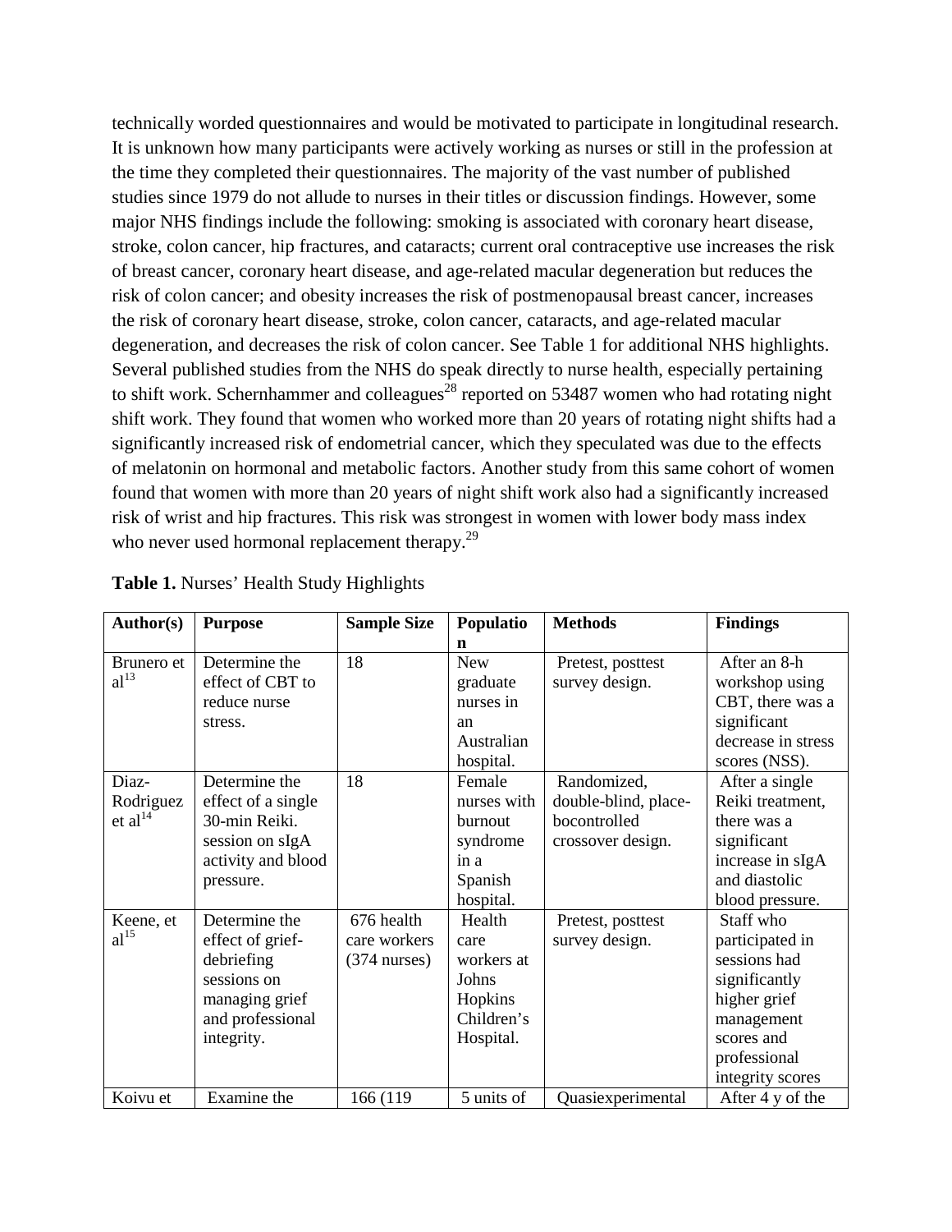technically worded questionnaires and would be motivated to participate in longitudinal research. It is unknown how many participants were actively working as nurses or still in the profession at the time they completed their questionnaires. The majority of the vast number of published studies since 1979 do not allude to nurses in their titles or discussion findings. However, some major NHS findings include the following: smoking is associated with coronary heart disease, stroke, colon cancer, hip fractures, and cataracts; current oral contraceptive use increases the risk of breast cancer, coronary heart disease, and age-related macular degeneration but reduces the risk of colon cancer; and obesity increases the risk of postmenopausal breast cancer, increases the risk of coronary heart disease, stroke, colon cancer, cataracts, and age-related macular degeneration, and decreases the risk of colon cancer. See Table 1 for additional NHS highlights. Several published studies from the NHS do speak directly to nurse health, especially pertaining to shift work. Schernhammer and colleagues[28] reported on 53487 women who had rotating night shift work. They found that women who worked more than 20 years of rotating night shifts had a significantly increased risk of endometrial cancer, which they speculated was due to the effects of melatonin on hormonal and metabolic factors. Another study from this same cohort of women found that women with more than 20 years of night shift work also had a significantly increased risk of wrist and hip fractures. This risk was strongest in women with lower body mass index who never used hormonal replacement therapy.[29]

**Table 1.** Nurses' Health Study Highlights

| Author(s) | Purpose | Sample Size | Population | Methods | Findings |
|---|---|---|---|---|---|
| Brunero et al[13] | Determine the effect of CBT to reduce nurse stress. | 18 | New graduate nurses in an Australian hospital. | Pretest, posttest survey design. | After an 8-h workshop using CBT, there was a significant decrease in stress scores (NSS). |
| Diaz-Rodriguez et al[14] | Determine the effect of a single 30-min Reiki. session on sIgA activity and blood pressure. | 18 | Female nurses with burnout syndrome in a Spanish hospital. | Randomized, double-blind, place-bocontrolled crossover design. | After a single Reiki treatment, there was a significant increase in sIgA and diastolic blood pressure. |
| Keene, et al[15] | Determine the effect of grief-debriefing sessions on managing grief and professional integrity. | 676 health care workers (374 nurses) | Health care workers at Johns Hopkins Children's Hospital. | Pretest, posttest survey design. | Staff who participated in sessions had significantly higher grief management scores and professional integrity scores |
| Koivu et | Examine the | 166 (119 | 5 units of | Quasiexperimental | After 4 y of the |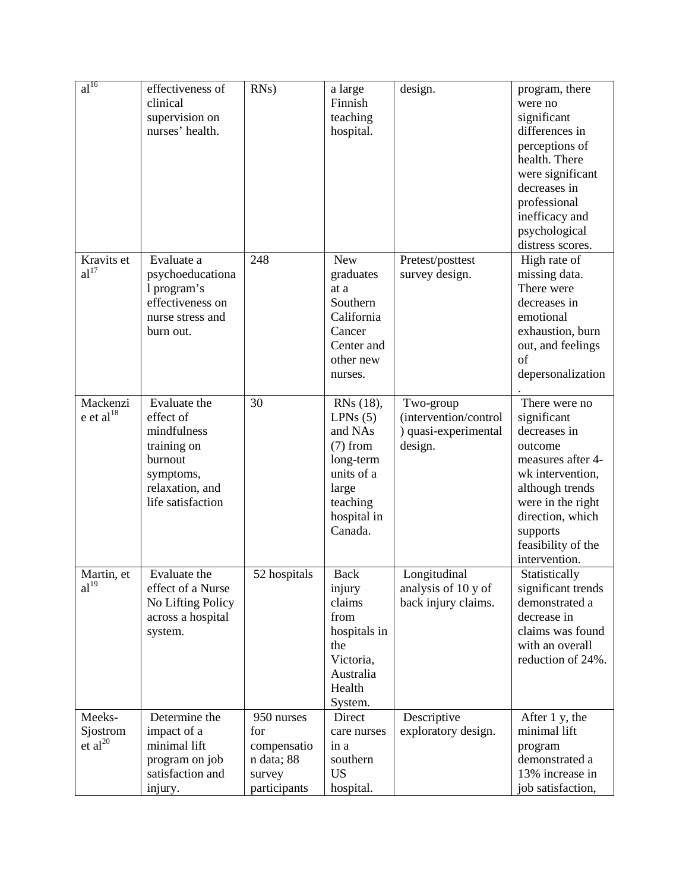| al[16] | effectiveness of clinical supervision on nurses' health. | RNs) | a large Finnish teaching hospital. | design. | program, there were no significant differences in perceptions of health. There were significant decreases in professional inefficacy and psychological distress scores. |
|---|---|---|---|---|---|
| Kravits et al[17] | Evaluate a psychoeducational program's effectiveness on nurse stress and burn out. | 248 | New graduates at a Southern California Cancer Center and other new nurses. | Pretest/posttest survey design. | High rate of missing data. There were decreases in emotional exhaustion, burn out, and feelings of depersonalization. |
| Mackenzie et al[18] | Evaluate the effect of mindfulness training on burnout symptoms, relaxation, and life satisfaction | 30 | RNs (18), LPNs (5) and NAs (7) from long-term units of a large teaching hospital in Canada. | Two-group (intervention/control) quasi-experimental design. | There were no significant decreases in outcome measures after 4-wk intervention, although trends were in the right direction, which supports feasibility of the intervention. |
| Martin, et al[19] | Evaluate the effect of a Nurse No Lifting Policy across a hospital system. | 52 hospitals | Back injury claims from hospitals in the Victoria, Australia Health System. | Longitudinal analysis of 10 y of back injury claims. | Statistically significant trends demonstrated a decrease in claims was found with an overall reduction of 24%. |
| Meeks-Sjostrom et al[20] | Determine the impact of a minimal lift program on job satisfaction and injury. | 950 nurses for compensation data; 88 survey participants | Direct care nurses in a southern US hospital. | Descriptive exploratory design. | After 1 y, the minimal lift program demonstrated a 13% increase in job satisfaction, |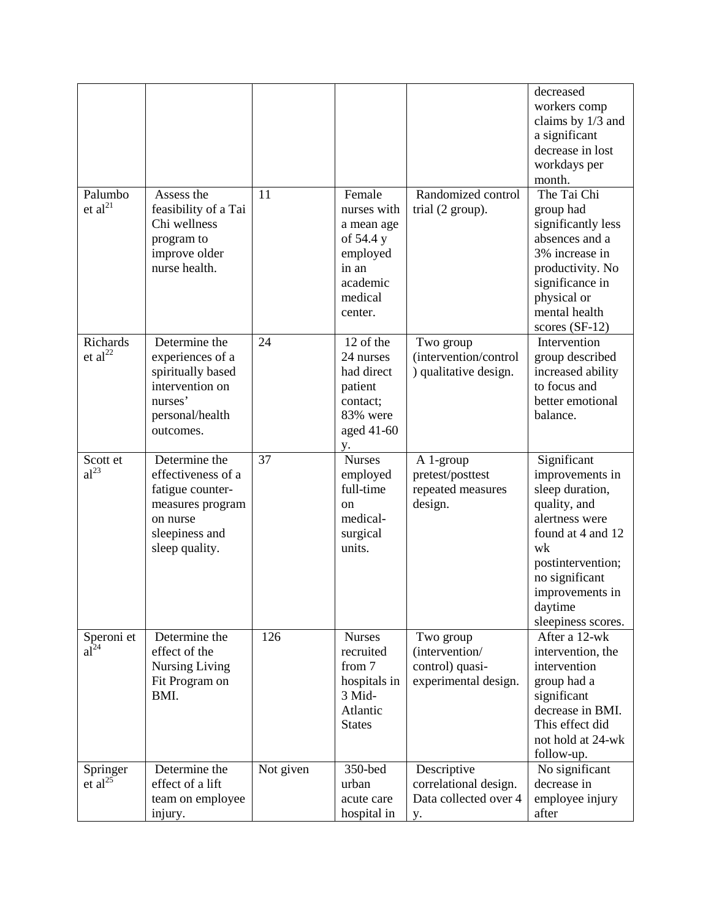| | | | | | |
|---|---|---|---|---|---|
| | | | | | decreased workers comp claims by 1/3 and a significant decrease in lost workdays per month. |
| Palumbo et al[21] | Assess the feasibility of a Tai Chi wellness program to improve older nurse health. | 11 | Female nurses with a mean age of 54.4 y employed in an academic medical center. | Randomized control trial (2 group). | The Tai Chi group had significantly less absences and a 3% increase in productivity. No significance in physical or mental health scores (SF-12) |
| Richards et al[22] | Determine the experiences of a spiritually based intervention on nurses' personal/health outcomes. | 24 | 12 of the 24 nurses had direct patient contact; 83% were aged 41-60 y. | Two group (intervention/control) qualitative design. | Intervention group described increased ability to focus and better emotional balance. |
| Scott et al[23] | Determine the effectiveness of a fatigue counter-measures program on nurse sleepiness and sleep quality. | 37 | Nurses employed full-time on medical-surgical units. | A 1-group pretest/posttest repeated measures design. | Significant improvements in sleep duration, quality, and alertness were found at 4 and 12 wk postintervention; no significant improvements in daytime sleepiness scores. |
| Speroni et al[24] | Determine the effect of the Nursing Living Fit Program on BMI. | 126 | Nurses recruited from 7 hospitals in 3 Mid-Atlantic States | Two group (intervention/ control) quasi-experimental design. | After a 12-wk intervention, the intervention group had a significant decrease in BMI. This effect did not hold at 24-wk follow-up. |
| Springer et al[25] | Determine the effect of a lift team on employee injury. | Not given | 350-bed urban acute care hospital in | Descriptive correlational design. Data collected over 4 y. | No significant decrease in employee injury after |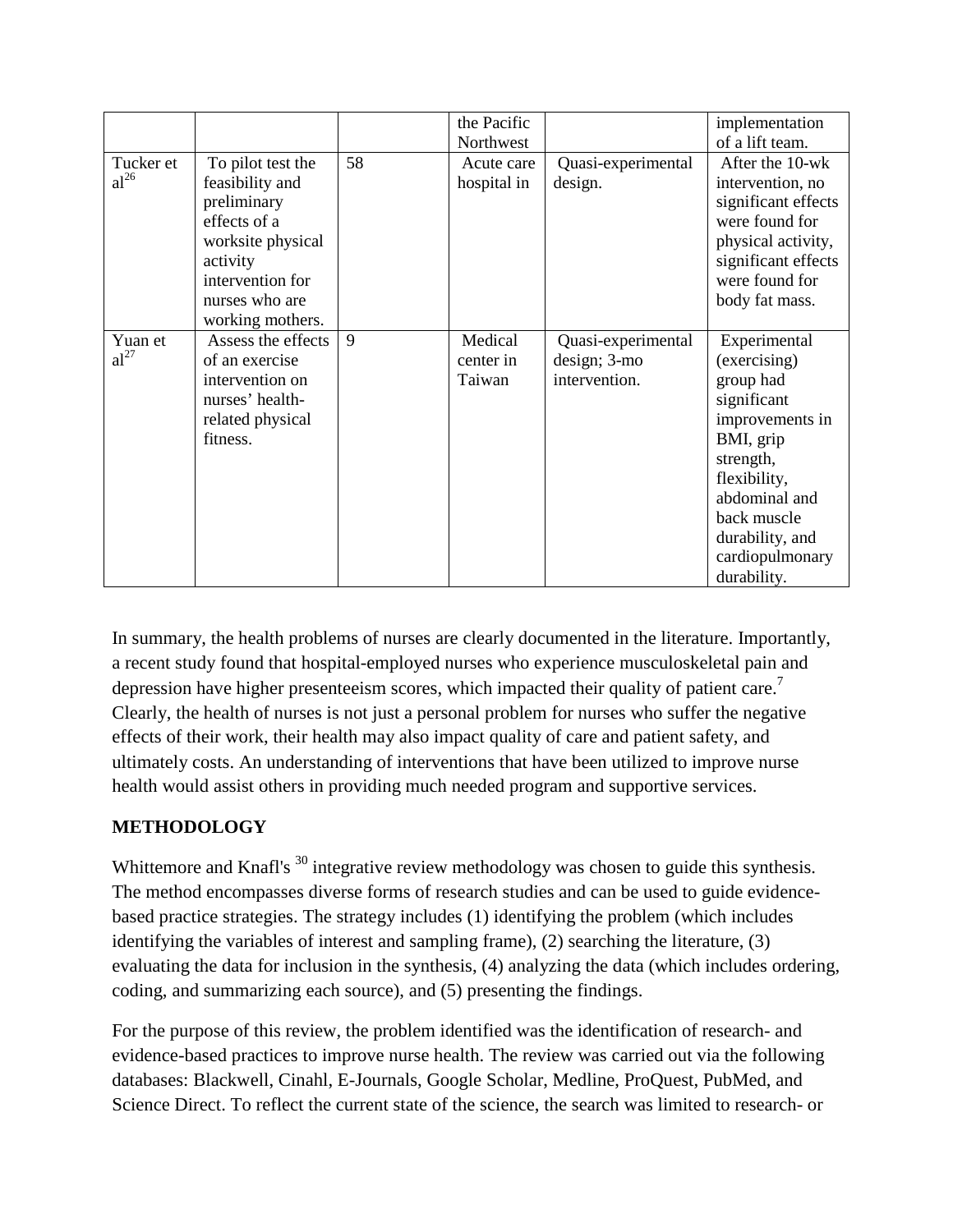|  |  |  | the Pacific Northwest |  | implementation of a lift team. |
| --- | --- | --- | --- | --- | --- |
| Tucker et al[26] | To pilot test the feasibility and preliminary effects of a worksite physical activity intervention for nurses who are working mothers. | 58 | Acute care hospital in | Quasi-experimental design. | After the 10-wk intervention, no significant effects were found for physical activity, significant effects were found for body fat mass. |
| Yuan et al[27] | Assess the effects of an exercise intervention on nurses' health-related physical fitness. | 9 | Medical center in Taiwan | Quasi-experimental design; 3-mo intervention. | Experimental (exercising) group had significant improvements in BMI, grip strength, flexibility, abdominal and back muscle durability, and cardiopulmonary durability. |

In summary, the health problems of nurses are clearly documented in the literature. Importantly, a recent study found that hospital-employed nurses who experience musculoskeletal pain and depression have higher presenteeism scores, which impacted their quality of patient care.[7] Clearly, the health of nurses is not just a personal problem for nurses who suffer the negative effects of their work, their health may also impact quality of care and patient safety, and ultimately costs. An understanding of interventions that have been utilized to improve nurse health would assist others in providing much needed program and supportive services.

## METHODOLOGY

Whittemore and Knafl's [30] integrative review methodology was chosen to guide this synthesis. The method encompasses diverse forms of research studies and can be used to guide evidence-based practice strategies. The strategy includes (1) identifying the problem (which includes identifying the variables of interest and sampling frame), (2) searching the literature, (3) evaluating the data for inclusion in the synthesis, (4) analyzing the data (which includes ordering, coding, and summarizing each source), and (5) presenting the findings.

For the purpose of this review, the problem identified was the identification of research- and evidence-based practices to improve nurse health. The review was carried out via the following databases: Blackwell, Cinahl, E-Journals, Google Scholar, Medline, ProQuest, PubMed, and Science Direct. To reflect the current state of the science, the search was limited to research- or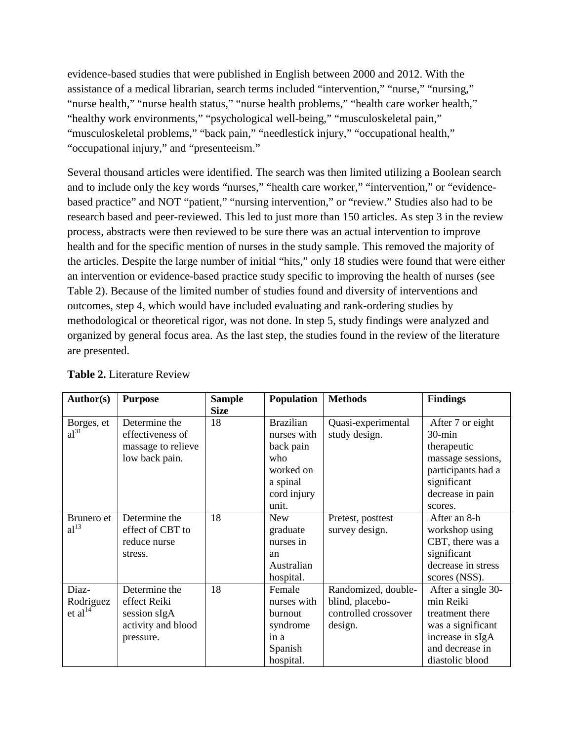evidence-based studies that were published in English between 2000 and 2012. With the assistance of a medical librarian, search terms included "intervention," "nurse," "nursing," "nurse health," "nurse health status," "nurse health problems," "health care worker health," "healthy work environments," "psychological well-being," "musculoskeletal pain," "musculoskeletal problems," "back pain," "needlestick injury," "occupational health," "occupational injury," and "presenteeism."

Several thousand articles were identified. The search was then limited utilizing a Boolean search and to include only the key words "nurses," "health care worker," "intervention," or "evidence-based practice" and NOT "patient," "nursing intervention," or "review." Studies also had to be research based and peer-reviewed. This led to just more than 150 articles. As step 3 in the review process, abstracts were then reviewed to be sure there was an actual intervention to improve health and for the specific mention of nurses in the study sample. This removed the majority of the articles. Despite the large number of initial "hits," only 18 studies were found that were either an intervention or evidence-based practice study specific to improving the health of nurses (see Table 2). Because of the limited number of studies found and diversity of interventions and outcomes, step 4, which would have included evaluating and rank-ordering studies by methodological or theoretical rigor, was not done. In step 5, study findings were analyzed and organized by general focus area. As the last step, the studies found in the review of the literature are presented.

**Table 2.** Literature Review

| Author(s) | Purpose | Sample Size | Population | Methods | Findings |
|---|---|---|---|---|---|
| Borges, et al[31] | Determine the effectiveness of massage to relieve low back pain. | 18 | Brazilian nurses with back pain who worked on a spinal cord injury unit. | Quasi-experimental study design. | After 7 or eight 30-min therapeutic massage sessions, participants had a significant decrease in pain scores. |
| Brunero et al[13] | Determine the effect of CBT to reduce nurse stress. | 18 | New graduate nurses in an Australian hospital. | Pretest, posttest survey design. | After an 8-h workshop using CBT, there was a significant decrease in stress scores (NSS). |
| Diaz-Rodriguez et al[14] | Determine the effect Reiki session sIgA activity and blood pressure. | 18 | Female nurses with burnout syndrome in a Spanish hospital. | Randomized, double-blind, placebo-controlled crossover design. | After a single 30-min Reiki treatment there was a significant increase in sIgA and decrease in diastolic blood |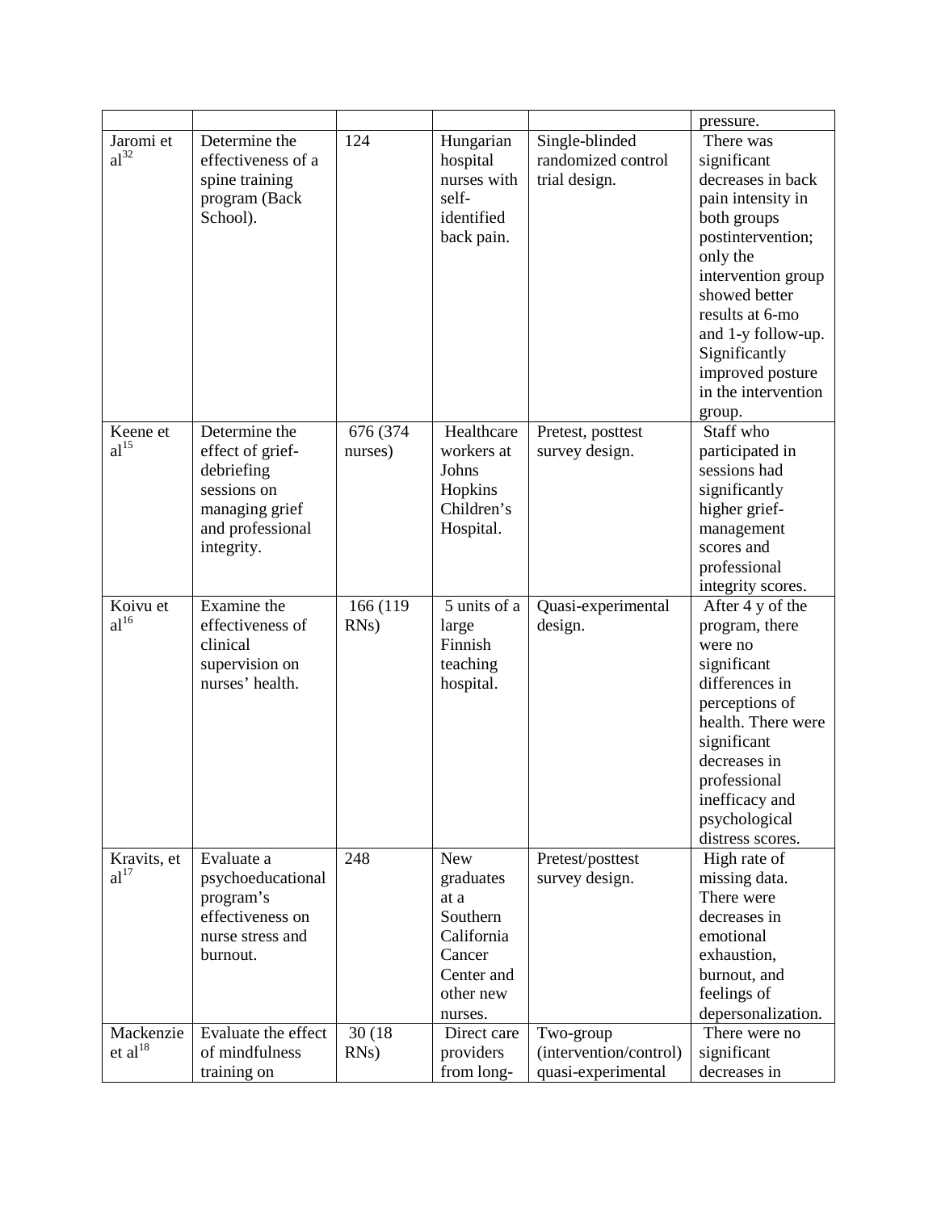| | | | | | pressure. |
|---|---|---|---|---|---|
| Jaromi et al[32] | Determine the effectiveness of a spine training program (Back School). | 124 | Hungarian hospital nurses with self-identified back pain. | Single-blinded randomized control trial design. | There was significant decreases in back pain intensity in both groups postintervention; only the intervention group showed better results at 6-mo and 1-y follow-up. Significantly improved posture in the intervention group. |
| Keene et al[15] | Determine the effect of grief-debriefing sessions on managing grief and professional integrity. | 676 (374 nurses) | Healthcare workers at Johns Hopkins Children's Hospital. | Pretest, posttest survey design. | Staff who participated in sessions had significantly higher grief-management scores and professional integrity scores. |
| Koivu et al[16] | Examine the effectiveness of clinical supervision on nurses' health. | 166 (119 RNs) | 5 units of a large Finnish teaching hospital. | Quasi-experimental design. | After 4 y of the program, there were no significant differences in perceptions of health. There were significant decreases in professional inefficacy and psychological distress scores. |
| Kravits, et al[17] | Evaluate a psychoeducational program's effectiveness on nurse stress and burnout. | 248 | New graduates at a Southern California Cancer Center and other new nurses. | Pretest/posttest survey design. | High rate of missing data. There were decreases in emotional exhaustion, burnout, and feelings of depersonalization. |
| Mackenzie et al[18] | Evaluate the effect of mindfulness training on | 30 (18 RNs) | Direct care providers from long- | Two-group (intervention/control) quasi-experimental | There were no significant decreases in |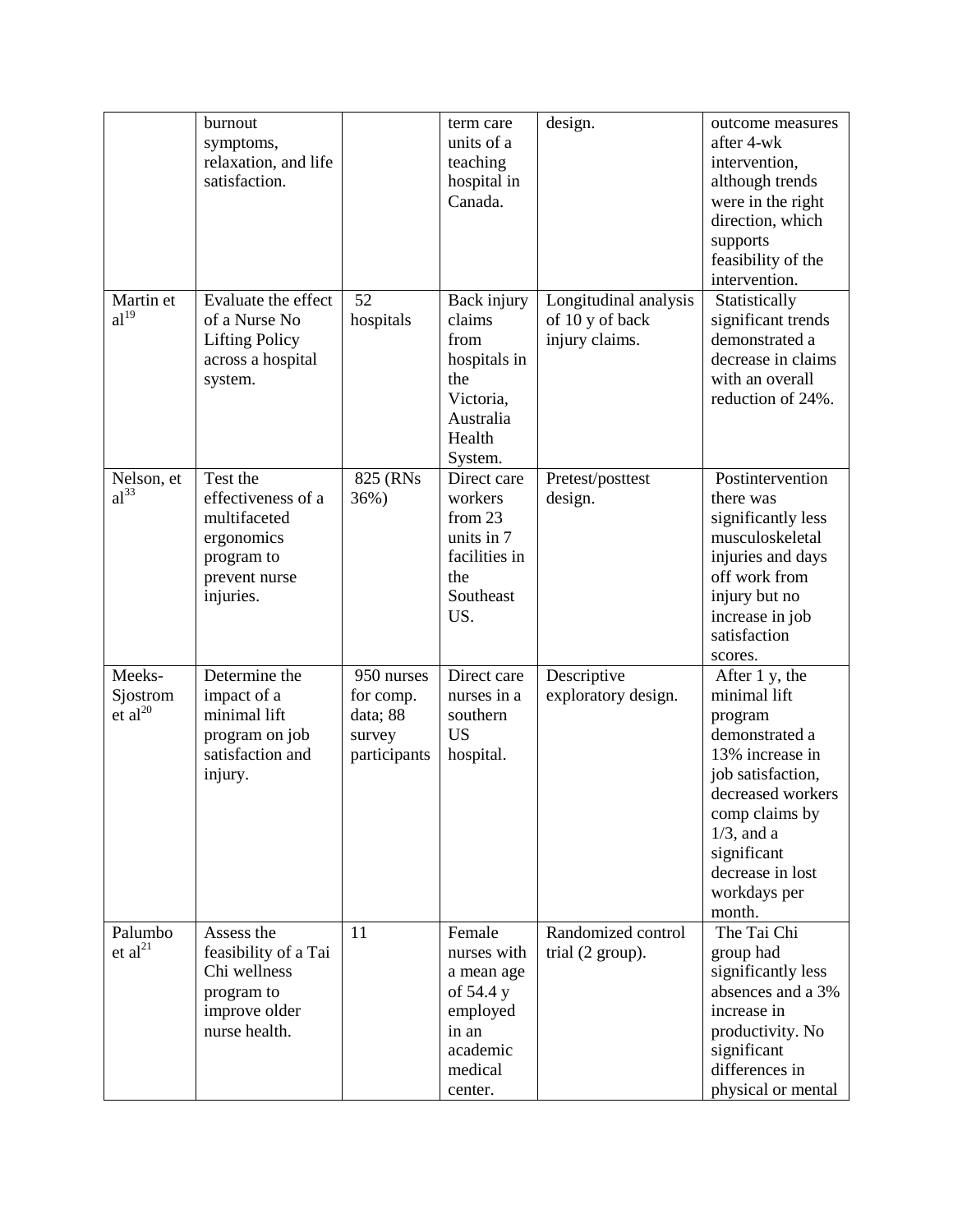| | | | | | |
|---|---|---|---|---|---|
| | burnout symptoms, relaxation, and life satisfaction. | | term care units of a teaching hospital in Canada. | design. | outcome measures after 4-wk intervention, although trends were in the right direction, which supports feasibility of the intervention. |
| Martin et al[19] | Evaluate the effect of a Nurse No Lifting Policy across a hospital system. | 52 hospitals | Back injury claims from hospitals in the Victoria, Australia Health System. | Longitudinal analysis of 10 y of back injury claims. | Statistically significant trends demonstrated a decrease in claims with an overall reduction of 24%. |
| Nelson, et al[33] | Test the effectiveness of a multifaceted ergonomics program to prevent nurse injuries. | 825 (RNs 36%) | Direct care workers from 23 units in 7 facilities in the Southeast US. | Pretest/posttest design. | Postintervention there was significantly less musculoskeletal injuries and days off work from injury but no increase in job satisfaction scores. |
| Meeks-Sjostrom et al[20] | Determine the impact of a minimal lift program on job satisfaction and injury. | 950 nurses for comp. data; 88 survey participants | Direct care nurses in a southern US hospital. | Descriptive exploratory design. | After 1 y, the minimal lift program demonstrated a 13% increase in job satisfaction, decreased workers comp claims by 1/3, and a significant decrease in lost workdays per month. |
| Palumbo et al[21] | Assess the feasibility of a Tai Chi wellness program to improve older nurse health. | 11 | Female nurses with a mean age of 54.4 y employed in an academic medical center. | Randomized control trial (2 group). | The Tai Chi group had significantly less absences and a 3% increase in productivity. No significant differences in physical or mental |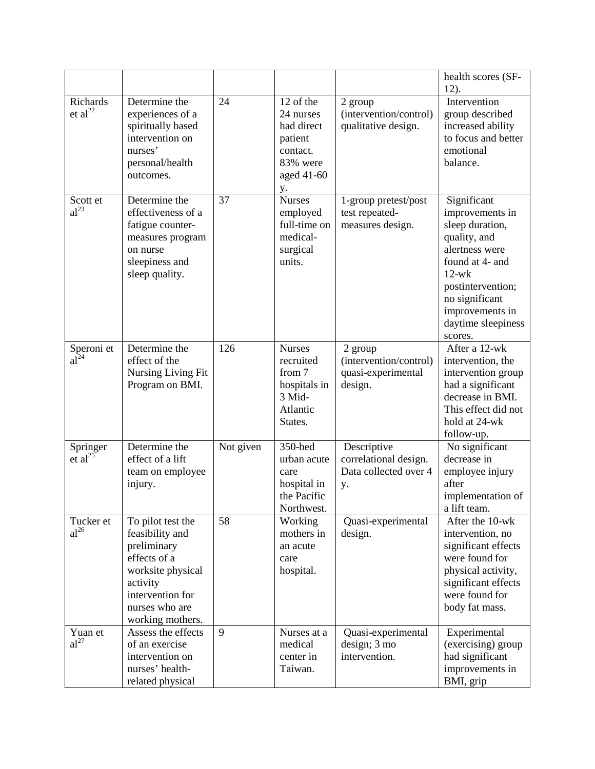| | | | | | |
|---|---|---|---|---|---|
| | | | | | health scores (SF-12). |
| Richards et al[22] | Determine the experiences of a spiritually based intervention on nurses' personal/health outcomes. | 24 | 12 of the 24 nurses had direct patient contact. 83% were aged 41-60 y. | 2 group (intervention/control) qualitative design. | Intervention group described increased ability to focus and better emotional balance. |
| Scott et al[23] | Determine the effectiveness of a fatigue counter-measures program on nurse sleepiness and sleep quality. | 37 | Nurses employed full-time on medical-surgical units. | 1-group pretest/post test repeated-measures design. | Significant improvements in sleep duration, quality, and alertness were found at 4- and 12-wk postintervention; no significant improvements in daytime sleepiness scores. |
| Speroni et al[24] | Determine the effect of the Nursing Living Fit Program on BMI. | 126 | Nurses recruited from 7 hospitals in 3 Mid-Atlantic States. | 2 group (intervention/control) quasi-experimental design. | After a 12-wk intervention, the intervention group had a significant decrease in BMI. This effect did not hold at 24-wk follow-up. |
| Springer et al[25] | Determine the effect of a lift team on employee injury. | Not given | 350-bed urban acute care hospital in the Pacific Northwest. | Descriptive correlational design. Data collected over 4 y. | No significant decrease in employee injury after implementation of a lift team. |
| Tucker et al[26] | To pilot test the feasibility and preliminary effects of a worksite physical activity intervention for nurses who are working mothers. | 58 | Working mothers in an acute care hospital. | Quasi-experimental design. | After the 10-wk intervention, no significant effects were found for physical activity, significant effects were found for body fat mass. |
| Yuan et al[27] | Assess the effects of an exercise intervention on nurses' health-related physical | 9 | Nurses at a medical center in Taiwan. | Quasi-experimental design; 3 mo intervention. | Experimental (exercising) group had significant improvements in BMI, grip |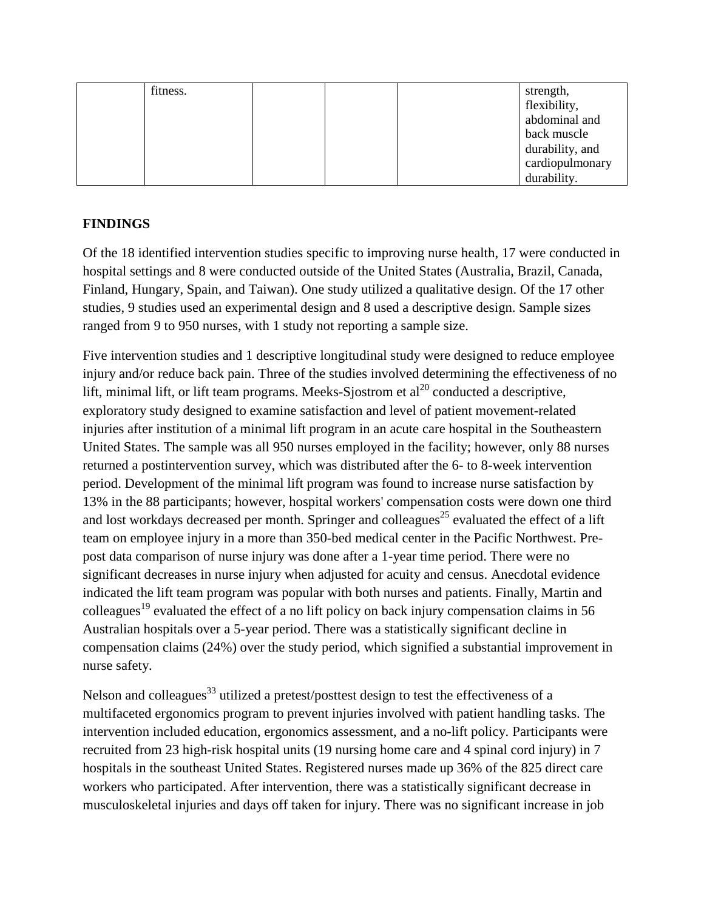|  | fitness. |  |  |  | strength, flexibility, abdominal and back muscle durability, and cardiopulmonary durability. |
|---|---|---|---|---|---|

## FINDINGS

Of the 18 identified intervention studies specific to improving nurse health, 17 were conducted in hospital settings and 8 were conducted outside of the United States (Australia, Brazil, Canada, Finland, Hungary, Spain, and Taiwan). One study utilized a qualitative design. Of the 17 other studies, 9 studies used an experimental design and 8 used a descriptive design. Sample sizes ranged from 9 to 950 nurses, with 1 study not reporting a sample size.

Five intervention studies and 1 descriptive longitudinal study were designed to reduce employee injury and/or reduce back pain. Three of the studies involved determining the effectiveness of no lift, minimal lift, or lift team programs. Meeks-Sjostrom et al[20] conducted a descriptive, exploratory study designed to examine satisfaction and level of patient movement-related injuries after institution of a minimal lift program in an acute care hospital in the Southeastern United States. The sample was all 950 nurses employed in the facility; however, only 88 nurses returned a postintervention survey, which was distributed after the 6- to 8-week intervention period. Development of the minimal lift program was found to increase nurse satisfaction by 13% in the 88 participants; however, hospital workers' compensation costs were down one third and lost workdays decreased per month. Springer and colleagues[25] evaluated the effect of a lift team on employee injury in a more than 350-bed medical center in the Pacific Northwest. Pre-post data comparison of nurse injury was done after a 1-year time period. There were no significant decreases in nurse injury when adjusted for acuity and census. Anecdotal evidence indicated the lift team program was popular with both nurses and patients. Finally, Martin and colleagues[19] evaluated the effect of a no lift policy on back injury compensation claims in 56 Australian hospitals over a 5-year period. There was a statistically significant decline in compensation claims (24%) over the study period, which signified a substantial improvement in nurse safety.

Nelson and colleagues[33] utilized a pretest/posttest design to test the effectiveness of a multifaceted ergonomics program to prevent injuries involved with patient handling tasks. The intervention included education, ergonomics assessment, and a no-lift policy. Participants were recruited from 23 high-risk hospital units (19 nursing home care and 4 spinal cord injury) in 7 hospitals in the southeast United States. Registered nurses made up 36% of the 825 direct care workers who participated. After intervention, there was a statistically significant decrease in musculoskeletal injuries and days off taken for injury. There was no significant increase in job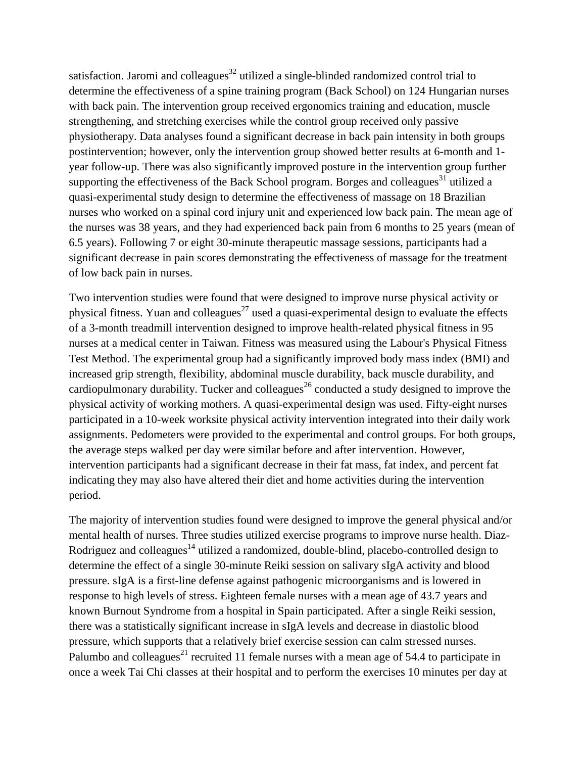satisfaction. Jaromi and colleagues[32] utilized a single-blinded randomized control trial to determine the effectiveness of a spine training program (Back School) on 124 Hungarian nurses with back pain. The intervention group received ergonomics training and education, muscle strengthening, and stretching exercises while the control group received only passive physiotherapy. Data analyses found a significant decrease in back pain intensity in both groups postintervention; however, only the intervention group showed better results at 6-month and 1-year follow-up. There was also significantly improved posture in the intervention group further supporting the effectiveness of the Back School program. Borges and colleagues[31] utilized a quasi-experimental study design to determine the effectiveness of massage on 18 Brazilian nurses who worked on a spinal cord injury unit and experienced low back pain. The mean age of the nurses was 38 years, and they had experienced back pain from 6 months to 25 years (mean of 6.5 years). Following 7 or eight 30-minute therapeutic massage sessions, participants had a significant decrease in pain scores demonstrating the effectiveness of massage for the treatment of low back pain in nurses.

Two intervention studies were found that were designed to improve nurse physical activity or physical fitness. Yuan and colleagues[27] used a quasi-experimental design to evaluate the effects of a 3-month treadmill intervention designed to improve health-related physical fitness in 95 nurses at a medical center in Taiwan. Fitness was measured using the Labour's Physical Fitness Test Method. The experimental group had a significantly improved body mass index (BMI) and increased grip strength, flexibility, abdominal muscle durability, back muscle durability, and cardiopulmonary durability. Tucker and colleagues[26] conducted a study designed to improve the physical activity of working mothers. A quasi-experimental design was used. Fifty-eight nurses participated in a 10-week worksite physical activity intervention integrated into their daily work assignments. Pedometers were provided to the experimental and control groups. For both groups, the average steps walked per day were similar before and after intervention. However, intervention participants had a significant decrease in their fat mass, fat index, and percent fat indicating they may also have altered their diet and home activities during the intervention period.

The majority of intervention studies found were designed to improve the general physical and/or mental health of nurses. Three studies utilized exercise programs to improve nurse health. Diaz-Rodriguez and colleagues[14] utilized a randomized, double-blind, placebo-controlled design to determine the effect of a single 30-minute Reiki session on salivary sIgA activity and blood pressure. sIgA is a first-line defense against pathogenic microorganisms and is lowered in response to high levels of stress. Eighteen female nurses with a mean age of 43.7 years and known Burnout Syndrome from a hospital in Spain participated. After a single Reiki session, there was a statistically significant increase in sIgA levels and decrease in diastolic blood pressure, which supports that a relatively brief exercise session can calm stressed nurses. Palumbo and colleagues[21] recruited 11 female nurses with a mean age of 54.4 to participate in once a week Tai Chi classes at their hospital and to perform the exercises 10 minutes per day at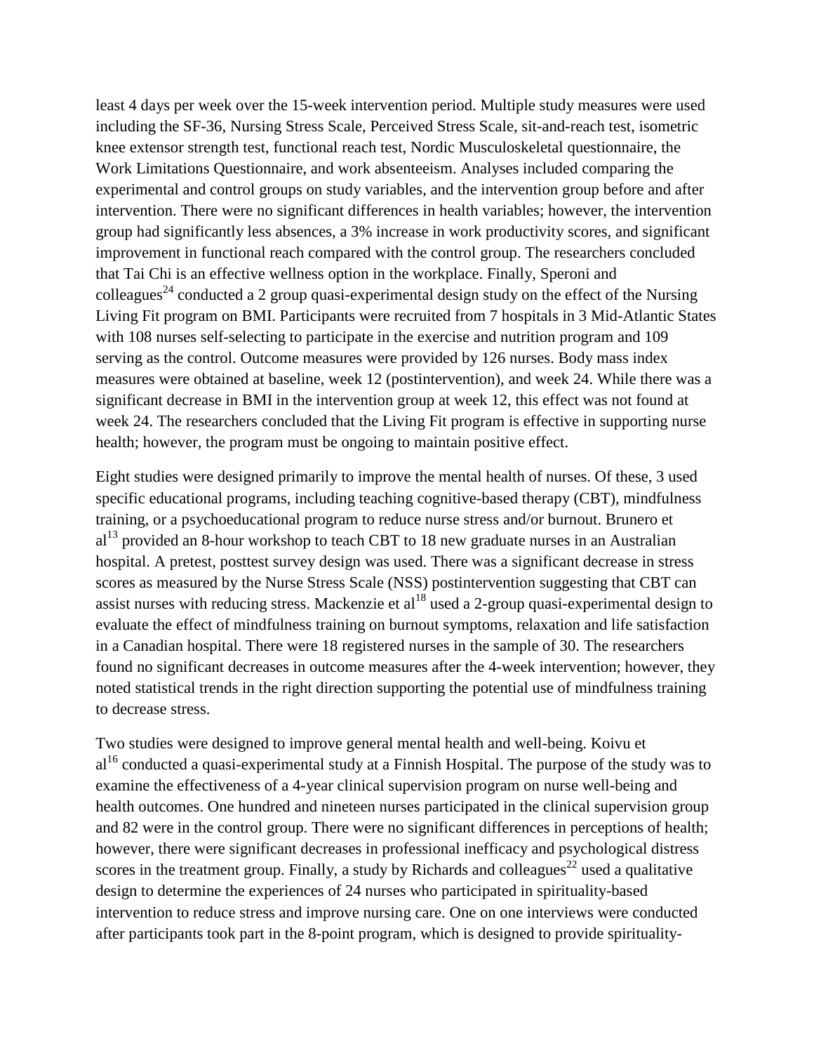least 4 days per week over the 15-week intervention period. Multiple study measures were used including the SF-36, Nursing Stress Scale, Perceived Stress Scale, sit-and-reach test, isometric knee extensor strength test, functional reach test, Nordic Musculoskeletal questionnaire, the Work Limitations Questionnaire, and work absenteeism. Analyses included comparing the experimental and control groups on study variables, and the intervention group before and after intervention. There were no significant differences in health variables; however, the intervention group had significantly less absences, a 3% increase in work productivity scores, and significant improvement in functional reach compared with the control group. The researchers concluded that Tai Chi is an effective wellness option in the workplace. Finally, Speroni and colleagues[24] conducted a 2 group quasi-experimental design study on the effect of the Nursing Living Fit program on BMI. Participants were recruited from 7 hospitals in 3 Mid-Atlantic States with 108 nurses self-selecting to participate in the exercise and nutrition program and 109 serving as the control. Outcome measures were provided by 126 nurses. Body mass index measures were obtained at baseline, week 12 (postintervention), and week 24. While there was a significant decrease in BMI in the intervention group at week 12, this effect was not found at week 24. The researchers concluded that the Living Fit program is effective in supporting nurse health; however, the program must be ongoing to maintain positive effect.

Eight studies were designed primarily to improve the mental health of nurses. Of these, 3 used specific educational programs, including teaching cognitive-based therapy (CBT), mindfulness training, or a psychoeducational program to reduce nurse stress and/or burnout. Brunero et al[13] provided an 8-hour workshop to teach CBT to 18 new graduate nurses in an Australian hospital. A pretest, posttest survey design was used. There was a significant decrease in stress scores as measured by the Nurse Stress Scale (NSS) postintervention suggesting that CBT can assist nurses with reducing stress. Mackenzie et al[18] used a 2-group quasi-experimental design to evaluate the effect of mindfulness training on burnout symptoms, relaxation and life satisfaction in a Canadian hospital. There were 18 registered nurses in the sample of 30. The researchers found no significant decreases in outcome measures after the 4-week intervention; however, they noted statistical trends in the right direction supporting the potential use of mindfulness training to decrease stress.

Two studies were designed to improve general mental health and well-being. Koivu et al[16] conducted a quasi-experimental study at a Finnish Hospital. The purpose of the study was to examine the effectiveness of a 4-year clinical supervision program on nurse well-being and health outcomes. One hundred and nineteen nurses participated in the clinical supervision group and 82 were in the control group. There were no significant differences in perceptions of health; however, there were significant decreases in professional inefficacy and psychological distress scores in the treatment group. Finally, a study by Richards and colleagues[22] used a qualitative design to determine the experiences of 24 nurses who participated in spirituality-based intervention to reduce stress and improve nursing care. One on one interviews were conducted after participants took part in the 8-point program, which is designed to provide spirituality-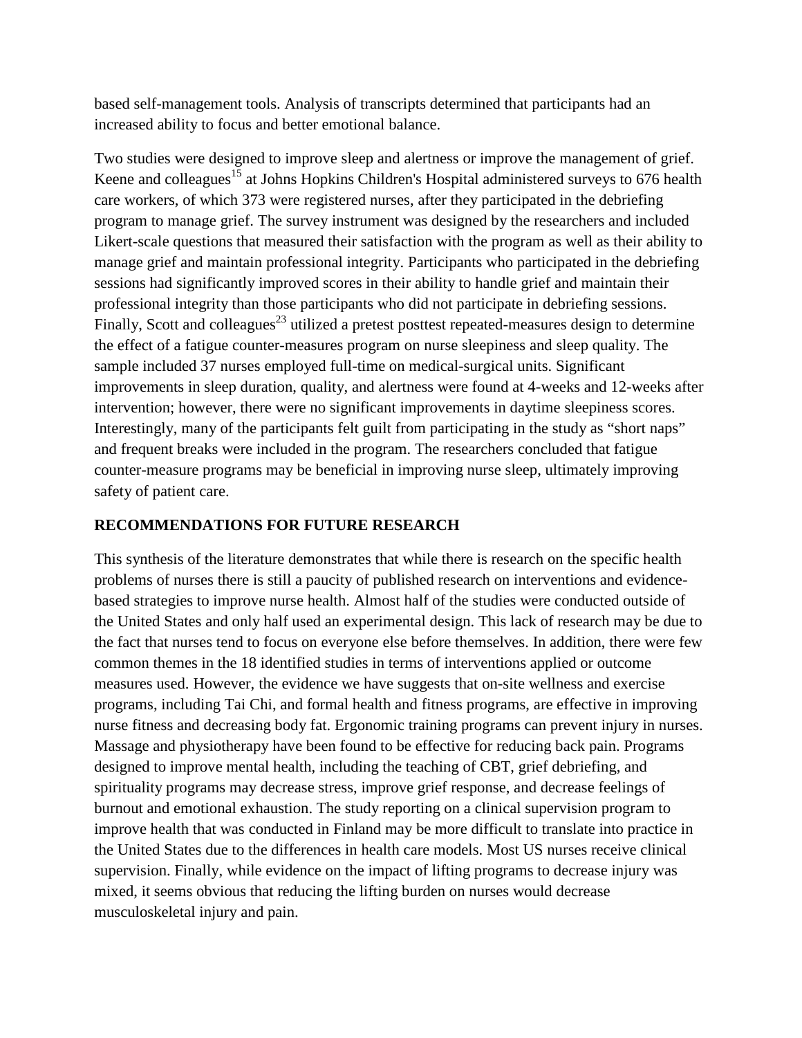based self-management tools. Analysis of transcripts determined that participants had an increased ability to focus and better emotional balance.

Two studies were designed to improve sleep and alertness or improve the management of grief. Keene and colleagues[15] at Johns Hopkins Children's Hospital administered surveys to 676 health care workers, of which 373 were registered nurses, after they participated in the debriefing program to manage grief. The survey instrument was designed by the researchers and included Likert-scale questions that measured their satisfaction with the program as well as their ability to manage grief and maintain professional integrity. Participants who participated in the debriefing sessions had significantly improved scores in their ability to handle grief and maintain their professional integrity than those participants who did not participate in debriefing sessions. Finally, Scott and colleagues[23] utilized a pretest posttest repeated-measures design to determine the effect of a fatigue counter-measures program on nurse sleepiness and sleep quality. The sample included 37 nurses employed full-time on medical-surgical units. Significant improvements in sleep duration, quality, and alertness were found at 4-weeks and 12-weeks after intervention; however, there were no significant improvements in daytime sleepiness scores. Interestingly, many of the participants felt guilt from participating in the study as "short naps" and frequent breaks were included in the program. The researchers concluded that fatigue counter-measure programs may be beneficial in improving nurse sleep, ultimately improving safety of patient care.

## RECOMMENDATIONS FOR FUTURE RESEARCH

This synthesis of the literature demonstrates that while there is research on the specific health problems of nurses there is still a paucity of published research on interventions and evidence-based strategies to improve nurse health. Almost half of the studies were conducted outside of the United States and only half used an experimental design. This lack of research may be due to the fact that nurses tend to focus on everyone else before themselves. In addition, there were few common themes in the 18 identified studies in terms of interventions applied or outcome measures used. However, the evidence we have suggests that on-site wellness and exercise programs, including Tai Chi, and formal health and fitness programs, are effective in improving nurse fitness and decreasing body fat. Ergonomic training programs can prevent injury in nurses. Massage and physiotherapy have been found to be effective for reducing back pain. Programs designed to improve mental health, including the teaching of CBT, grief debriefing, and spirituality programs may decrease stress, improve grief response, and decrease feelings of burnout and emotional exhaustion. The study reporting on a clinical supervision program to improve health that was conducted in Finland may be more difficult to translate into practice in the United States due to the differences in health care models. Most US nurses receive clinical supervision. Finally, while evidence on the impact of lifting programs to decrease injury was mixed, it seems obvious that reducing the lifting burden on nurses would decrease musculoskeletal injury and pain.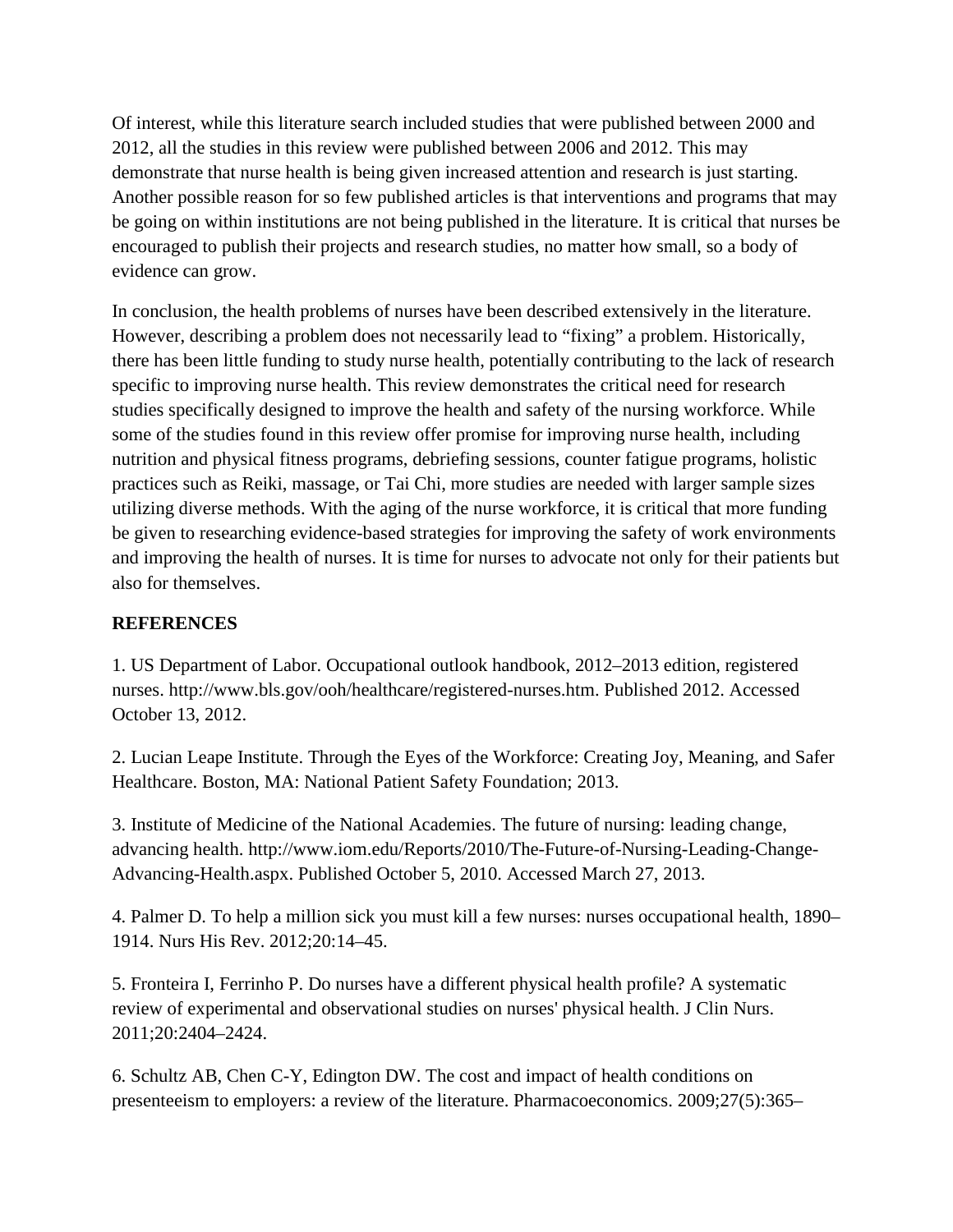Of interest, while this literature search included studies that were published between 2000 and 2012, all the studies in this review were published between 2006 and 2012. This may demonstrate that nurse health is being given increased attention and research is just starting. Another possible reason for so few published articles is that interventions and programs that may be going on within institutions are not being published in the literature. It is critical that nurses be encouraged to publish their projects and research studies, no matter how small, so a body of evidence can grow.

In conclusion, the health problems of nurses have been described extensively in the literature. However, describing a problem does not necessarily lead to "fixing" a problem. Historically, there has been little funding to study nurse health, potentially contributing to the lack of research specific to improving nurse health. This review demonstrates the critical need for research studies specifically designed to improve the health and safety of the nursing workforce. While some of the studies found in this review offer promise for improving nurse health, including nutrition and physical fitness programs, debriefing sessions, counter fatigue programs, holistic practices such as Reiki, massage, or Tai Chi, more studies are needed with larger sample sizes utilizing diverse methods. With the aging of the nurse workforce, it is critical that more funding be given to researching evidence-based strategies for improving the safety of work environments and improving the health of nurses. It is time for nurses to advocate not only for their patients but also for themselves.

## REFERENCES

1. US Department of Labor. Occupational outlook handbook, 2012–2013 edition, registered nurses. http://www.bls.gov/ooh/healthcare/registered-nurses.htm. Published 2012. Accessed October 13, 2012.

2. Lucian Leape Institute. Through the Eyes of the Workforce: Creating Joy, Meaning, and Safer Healthcare. Boston, MA: National Patient Safety Foundation; 2013.

3. Institute of Medicine of the National Academies. The future of nursing: leading change, advancing health. http://www.iom.edu/Reports/2010/The-Future-of-Nursing-Leading-Change-Advancing-Health.aspx. Published October 5, 2010. Accessed March 27, 2013.

4. Palmer D. To help a million sick you must kill a few nurses: nurses occupational health, 1890–1914. Nurs His Rev. 2012;20:14–45.

5. Fronteira I, Ferrinho P. Do nurses have a different physical health profile? A systematic review of experimental and observational studies on nurses' physical health. J Clin Nurs. 2011;20:2404–2424.

6. Schultz AB, Chen C-Y, Edington DW. The cost and impact of health conditions on presenteeism to employers: a review of the literature. Pharmacoeconomics. 2009;27(5):365–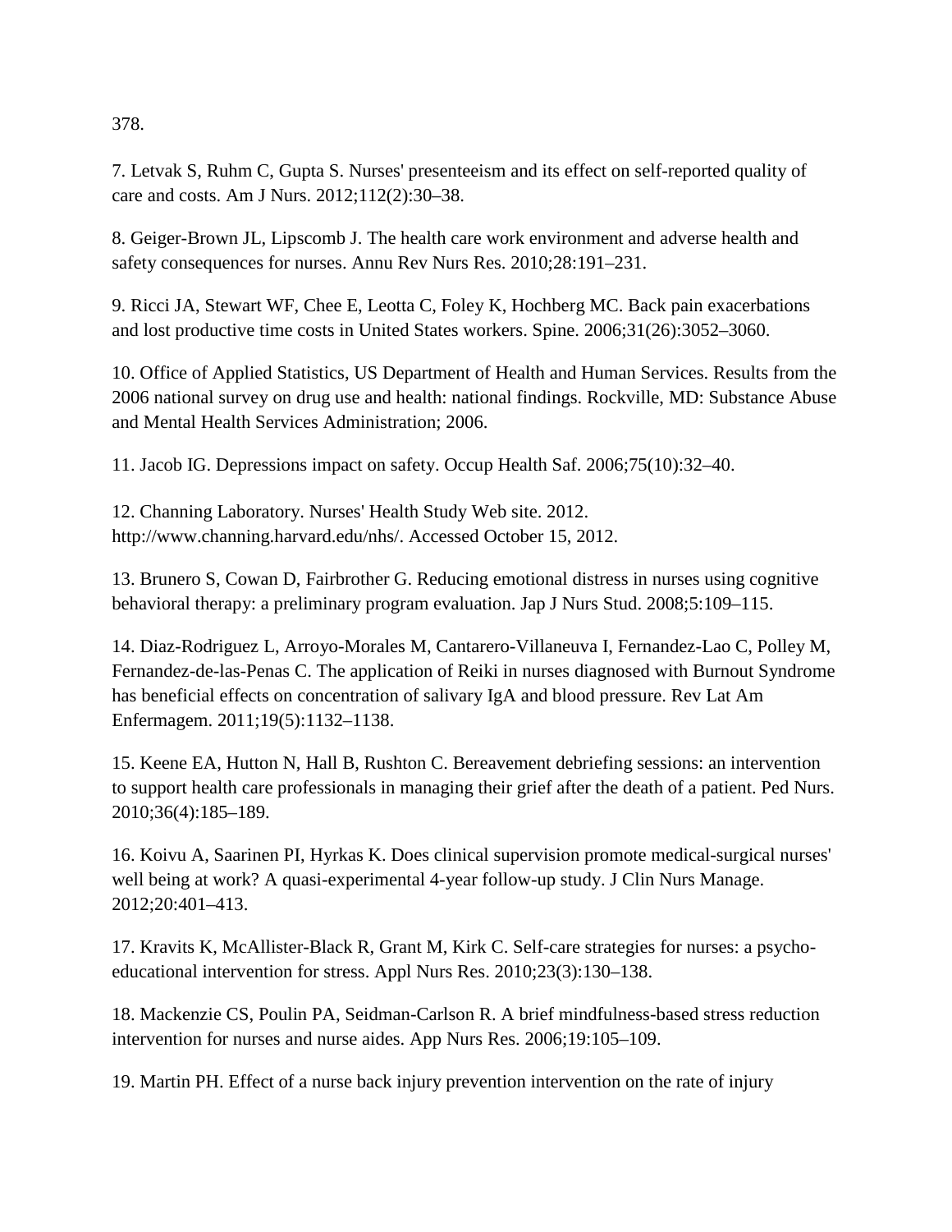378.

7. Letvak S, Ruhm C, Gupta S. Nurses' presenteeism and its effect on self-reported quality of care and costs. Am J Nurs. 2012;112(2):30–38.

8. Geiger-Brown JL, Lipscomb J. The health care work environment and adverse health and safety consequences for nurses. Annu Rev Nurs Res. 2010;28:191–231.

9. Ricci JA, Stewart WF, Chee E, Leotta C, Foley K, Hochberg MC. Back pain exacerbations and lost productive time costs in United States workers. Spine. 2006;31(26):3052–3060.

10. Office of Applied Statistics, US Department of Health and Human Services. Results from the 2006 national survey on drug use and health: national findings. Rockville, MD: Substance Abuse and Mental Health Services Administration; 2006.

11. Jacob IG. Depressions impact on safety. Occup Health Saf. 2006;75(10):32–40.

12. Channing Laboratory. Nurses' Health Study Web site. 2012. http://www.channing.harvard.edu/nhs/. Accessed October 15, 2012.

13. Brunero S, Cowan D, Fairbrother G. Reducing emotional distress in nurses using cognitive behavioral therapy: a preliminary program evaluation. Jap J Nurs Stud. 2008;5:109–115.

14. Diaz-Rodriguez L, Arroyo-Morales M, Cantarero-Villaneuva I, Fernandez-Lao C, Polley M, Fernandez-de-las-Penas C. The application of Reiki in nurses diagnosed with Burnout Syndrome has beneficial effects on concentration of salivary IgA and blood pressure. Rev Lat Am Enfermagem. 2011;19(5):1132–1138.

15. Keene EA, Hutton N, Hall B, Rushton C. Bereavement debriefing sessions: an intervention to support health care professionals in managing their grief after the death of a patient. Ped Nurs. 2010;36(4):185–189.

16. Koivu A, Saarinen PI, Hyrkas K. Does clinical supervision promote medical-surgical nurses' well being at work? A quasi-experimental 4-year follow-up study. J Clin Nurs Manage. 2012;20:401–413.

17. Kravits K, McAllister-Black R, Grant M, Kirk C. Self-care strategies for nurses: a psycho-educational intervention for stress. Appl Nurs Res. 2010;23(3):130–138.

18. Mackenzie CS, Poulin PA, Seidman-Carlson R. A brief mindfulness-based stress reduction intervention for nurses and nurse aides. App Nurs Res. 2006;19:105–109.

19. Martin PH. Effect of a nurse back injury prevention intervention on the rate of injury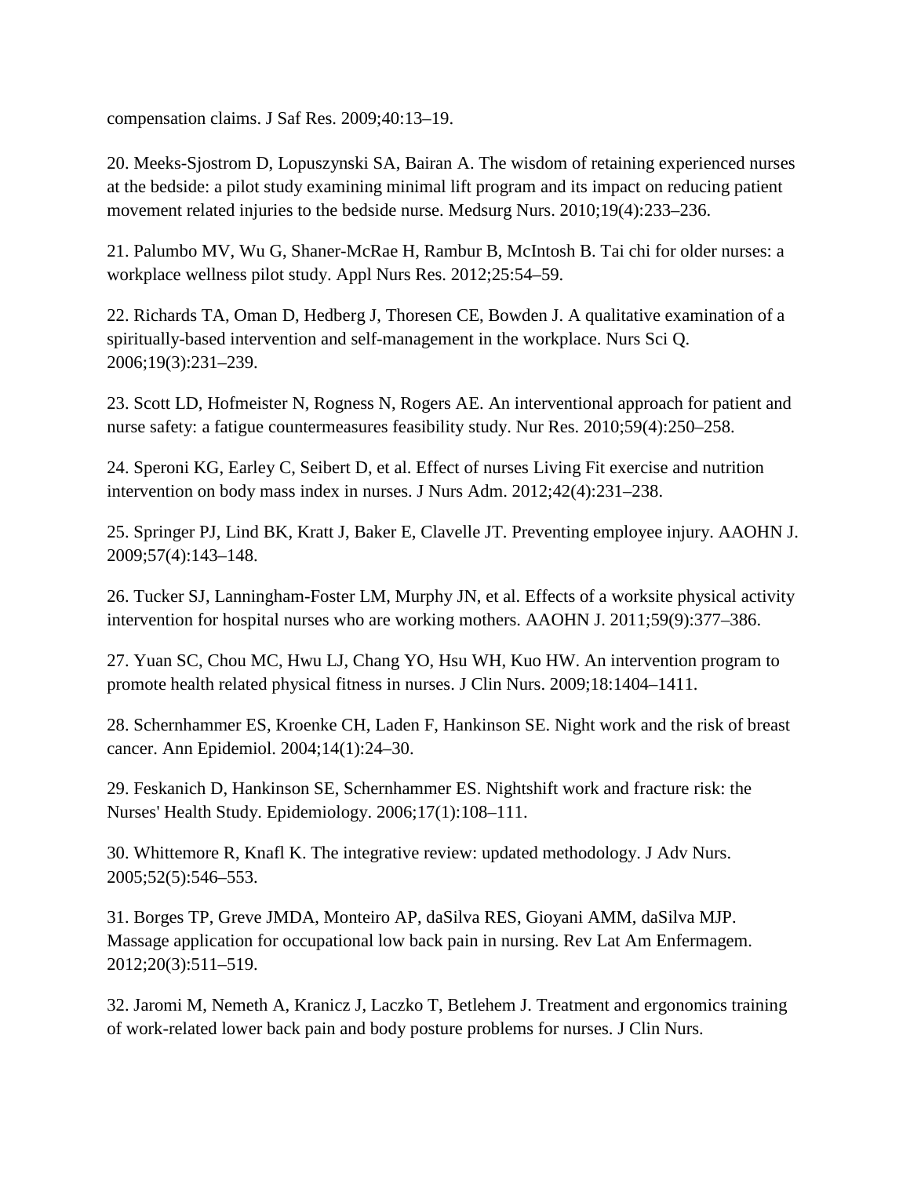compensation claims. J Saf Res. 2009;40:13–19.

20. Meeks-Sjostrom D, Lopuszynski SA, Bairan A. The wisdom of retaining experienced nurses at the bedside: a pilot study examining minimal lift program and its impact on reducing patient movement related injuries to the bedside nurse. Medsurg Nurs. 2010;19(4):233–236.

21. Palumbo MV, Wu G, Shaner-McRae H, Rambur B, McIntosh B. Tai chi for older nurses: a workplace wellness pilot study. Appl Nurs Res. 2012;25:54–59.

22. Richards TA, Oman D, Hedberg J, Thoresen CE, Bowden J. A qualitative examination of a spiritually-based intervention and self-management in the workplace. Nurs Sci Q. 2006;19(3):231–239.

23. Scott LD, Hofmeister N, Rogness N, Rogers AE. An interventional approach for patient and nurse safety: a fatigue countermeasures feasibility study. Nur Res. 2010;59(4):250–258.

24. Speroni KG, Earley C, Seibert D, et al. Effect of nurses Living Fit exercise and nutrition intervention on body mass index in nurses. J Nurs Adm. 2012;42(4):231–238.

25. Springer PJ, Lind BK, Kratt J, Baker E, Clavelle JT. Preventing employee injury. AAOHN J. 2009;57(4):143–148.

26. Tucker SJ, Lanningham-Foster LM, Murphy JN, et al. Effects of a worksite physical activity intervention for hospital nurses who are working mothers. AAOHN J. 2011;59(9):377–386.

27. Yuan SC, Chou MC, Hwu LJ, Chang YO, Hsu WH, Kuo HW. An intervention program to promote health related physical fitness in nurses. J Clin Nurs. 2009;18:1404–1411.

28. Schernhammer ES, Kroenke CH, Laden F, Hankinson SE. Night work and the risk of breast cancer. Ann Epidemiol. 2004;14(1):24–30.

29. Feskanich D, Hankinson SE, Schernhammer ES. Nightshift work and fracture risk: the Nurses' Health Study. Epidemiology. 2006;17(1):108–111.

30. Whittemore R, Knafl K. The integrative review: updated methodology. J Adv Nurs. 2005;52(5):546–553.

31. Borges TP, Greve JMDA, Monteiro AP, daSilva RES, Gioyani AMM, daSilva MJP. Massage application for occupational low back pain in nursing. Rev Lat Am Enfermagem. 2012;20(3):511–519.

32. Jaromi M, Nemeth A, Kranicz J, Laczko T, Betlehem J. Treatment and ergonomics training of work-related lower back pain and body posture problems for nurses. J Clin Nurs.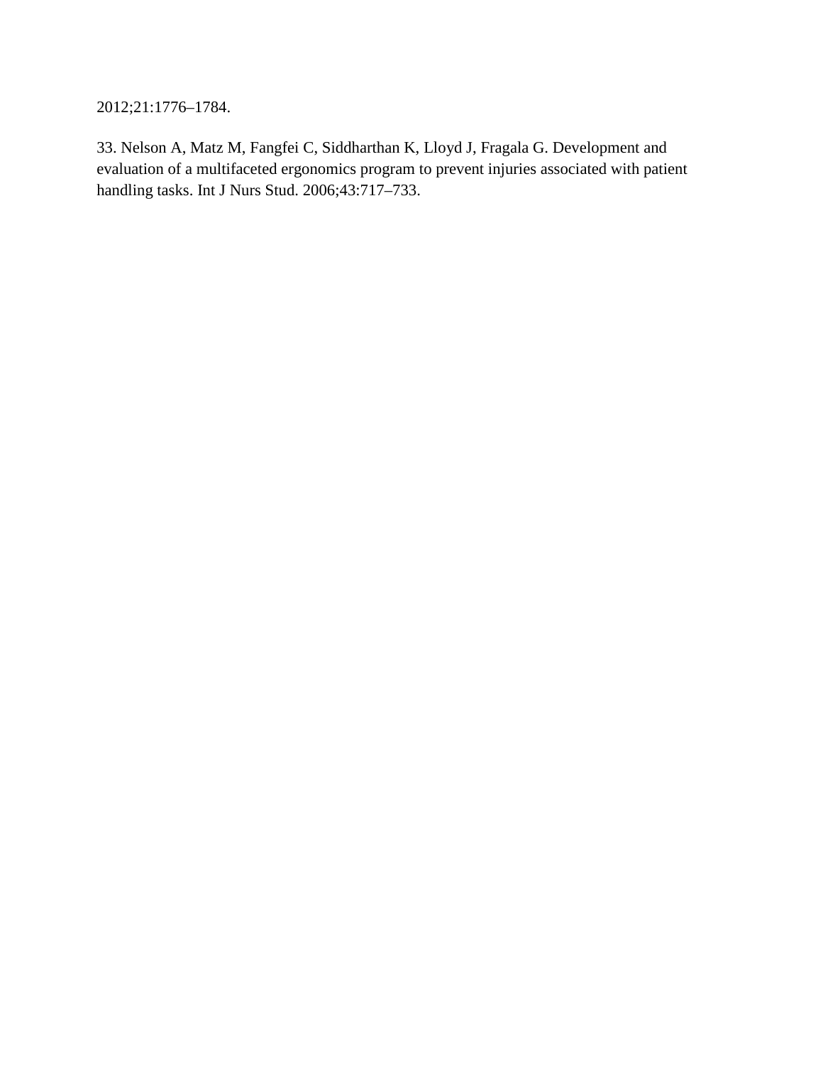2012;21:1776–1784.

33. Nelson A, Matz M, Fangfei C, Siddharthan K, Lloyd J, Fragala G. Development and evaluation of a multifaceted ergonomics program to prevent injuries associated with patient handling tasks. Int J Nurs Stud. 2006;43:717–733.